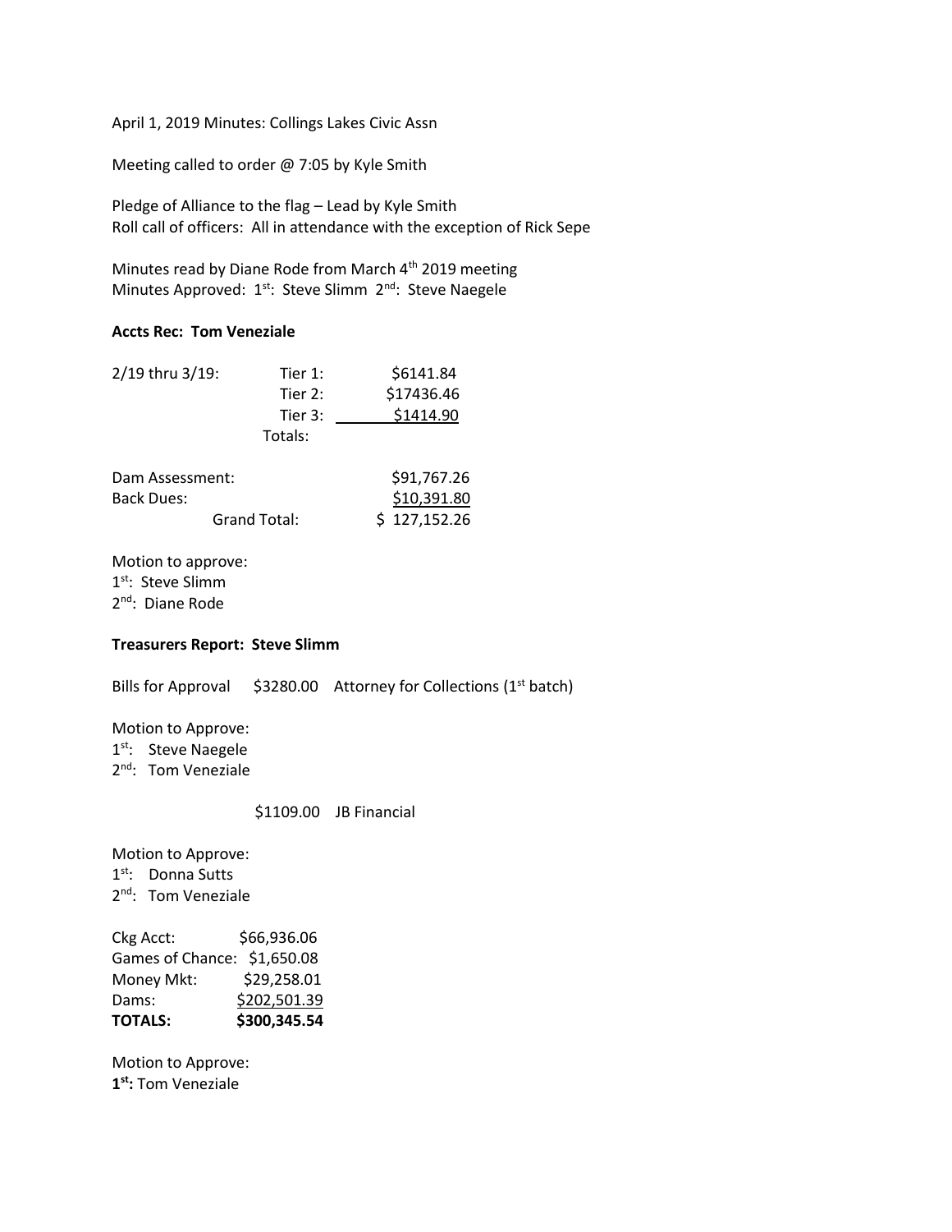April 1, 2019 Minutes: Collings Lakes Civic Assn

Meeting called to order @ 7:05 by Kyle Smith

Pledge of Alliance to the flag – Lead by Kyle Smith
Roll call of officers: All in attendance with the exception of Rick Sepe

Minutes read by Diane Rode from March 4th 2019 meeting
Minutes Approved: 1st: Steve Slimm 2nd: Steve Naegele

**Accts Rec: Tom Veneziale**

| | | |
|---|---|---|
| 2/19 thru 3/19: | Tier 1: | $6141.84 |
| | Tier 2: | $17436.46 |
| | Tier 3: | $1414.90 |
| | Totals: | |

| | |
|---|---|
| Dam Assessment: | $91,767.26 |
| Back Dues: | $10,391.80 |
| Grand Total: | $ 127,152.26 |

Motion to approve:
1st: Steve Slimm
2nd: Diane Rode

**Treasurers Report: Steve Slimm**

Bills for Approval $3280.00 Attorney for Collections (1st batch)

Motion to Approve:
1st: Steve Naegele
2nd: Tom Veneziale

$1109.00 JB Financial

Motion to Approve:
1st: Donna Sutts
2nd: Tom Veneziale

| | |
|---|---|
| Ckg Acct: | $66,936.06 |
| Games of Chance: | $1,650.08 |
| Money Mkt: | $29,258.01 |
| Dams: | $202,501.39 |
| **TOTALS:** | **$300,345.54** |

Motion to Approve:
**1st:** Tom Veneziale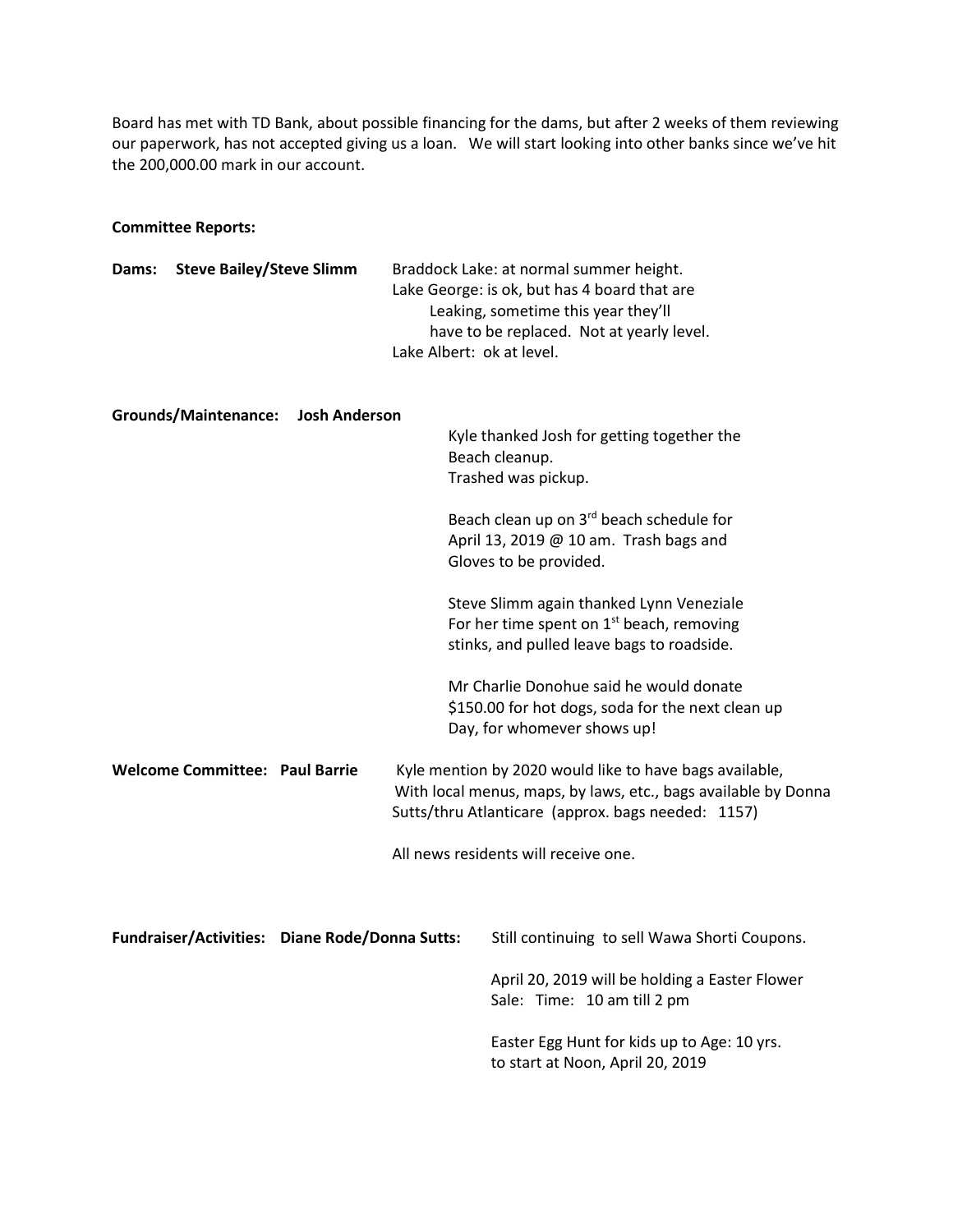Board has met with TD Bank, about possible financing for the dams, but after 2 weeks of them reviewing our paperwork, has not accepted giving us a loan. We will start looking into other banks since we've hit the 200,000.00 mark in our account.

**Committee Reports:**

**Dams: Steve Bailey/Steve Slimm**

Braddock Lake: at normal summer height.
Lake George: is ok, but has 4 board that are Leaking, sometime this year they'll have to be replaced. Not at yearly level.
Lake Albert: ok at level.

**Grounds/Maintenance: Josh Anderson**

Kyle thanked Josh for getting together the Beach cleanup.
Trashed was pickup.

Beach clean up on 3rd beach schedule for April 13, 2019 @ 10 am. Trash bags and Gloves to be provided.

Steve Slimm again thanked Lynn Veneziale For her time spent on 1st beach, removing stinks, and pulled leave bags to roadside.

Mr Charlie Donohue said he would donate $150.00 for hot dogs, soda for the next clean up Day, for whomever shows up!

**Welcome Committee: Paul Barrie**

Kyle mention by 2020 would like to have bags available, With local menus, maps, by laws, etc., bags available by Donna Sutts/thru Atlanticare (approx. bags needed: 1157)

All news residents will receive one.

**Fundraiser/Activities: Diane Rode/Donna Sutts:**

Still continuing to sell Wawa Shorti Coupons.

April 20, 2019 will be holding a Easter Flower Sale: Time: 10 am till 2 pm

Easter Egg Hunt for kids up to Age: 10 yrs. to start at Noon, April 20, 2019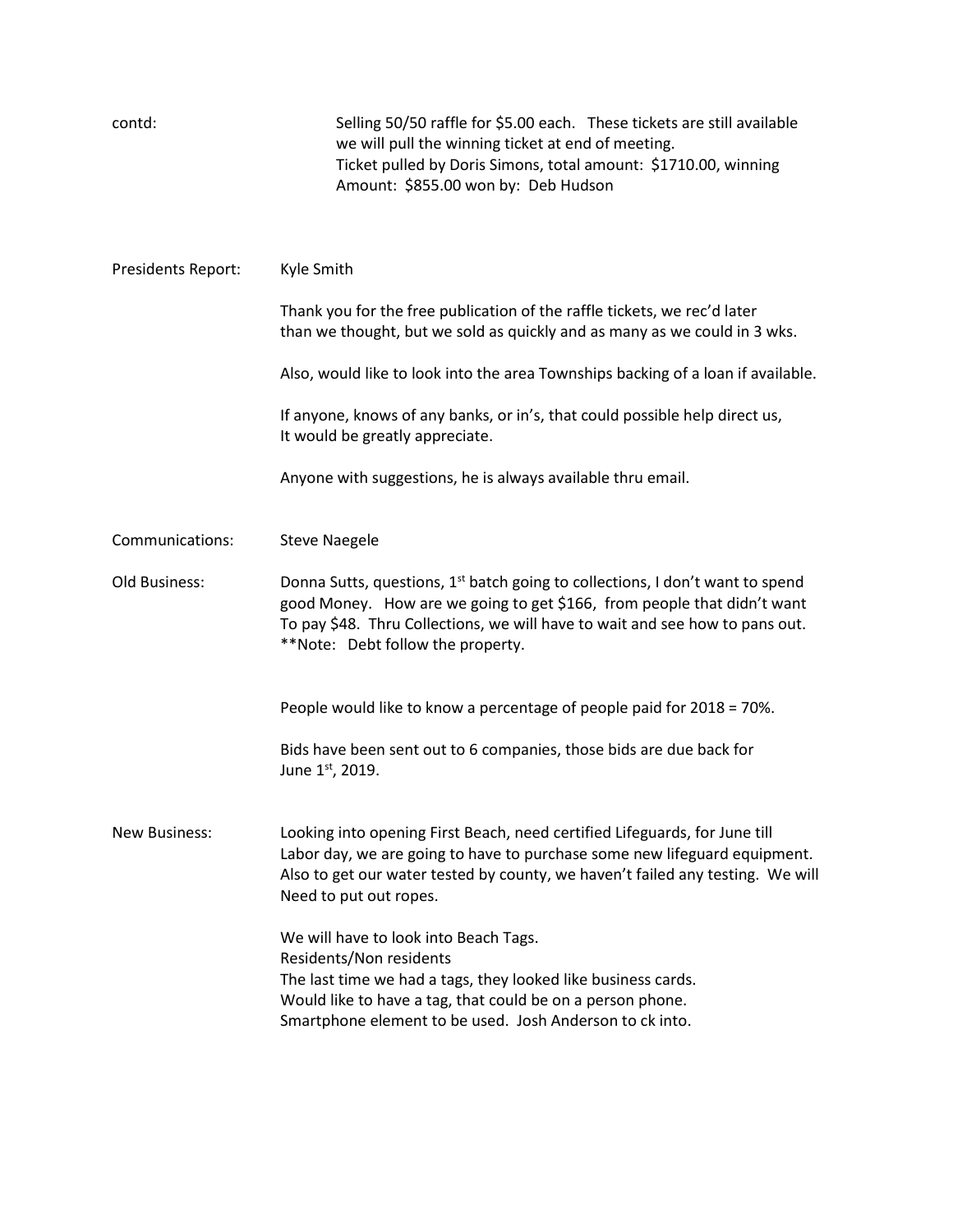contd: Selling 50/50 raffle for $5.00 each. These tickets are still available we will pull the winning ticket at end of meeting.
Ticket pulled by Doris Simons, total amount: $1710.00, winning Amount: $855.00 won by: Deb Hudson

Presidents Report: Kyle Smith

Thank you for the free publication of the raffle tickets, we rec'd later than we thought, but we sold as quickly and as many as we could in 3 wks.

Also, would like to look into the area Townships backing of a loan if available.

If anyone, knows of any banks, or in's, that could possible help direct us, It would be greatly appreciate.

Anyone with suggestions, he is always available thru email.

Communications: Steve Naegele

Old Business: Donna Sutts, questions, 1st batch going to collections, I don't want to spend good Money. How are we going to get $166, from people that didn't want To pay $48. Thru Collections, we will have to wait and see how to pans out.
**Note: Debt follow the property.

People would like to know a percentage of people paid for 2018 = 70%.

Bids have been sent out to 6 companies, those bids are due back for June 1st, 2019.

New Business: Looking into opening First Beach, need certified Lifeguards, for June till Labor day, we are going to have to purchase some new lifeguard equipment. Also to get our water tested by county, we haven't failed any testing. We will Need to put out ropes.

We will have to look into Beach Tags.
Residents/Non residents
The last time we had a tags, they looked like business cards.
Would like to have a tag, that could be on a person phone.
Smartphone element to be used. Josh Anderson to ck into.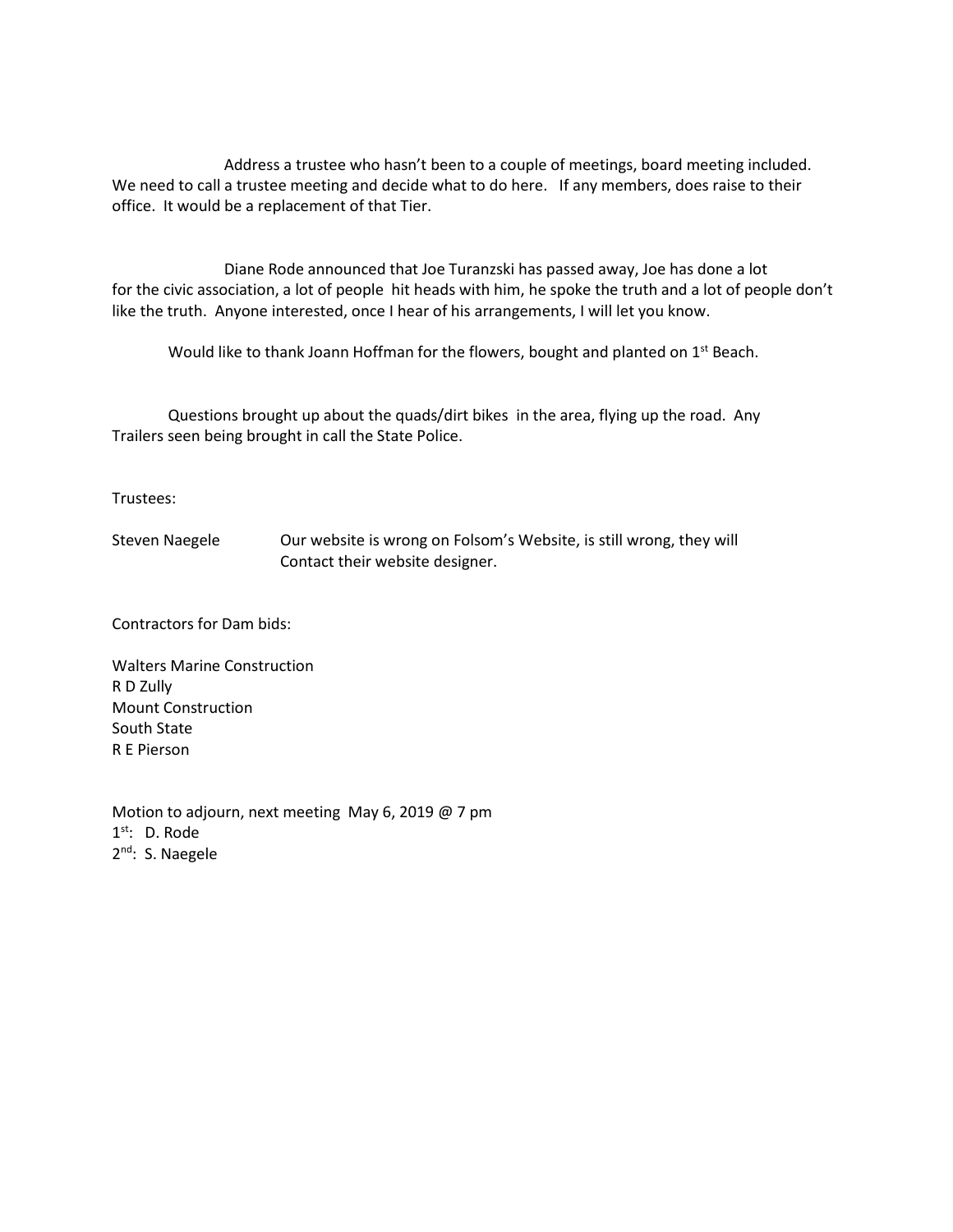Address a trustee who hasn't been to a couple of meetings, board meeting included. We need to call a trustee meeting and decide what to do here. If any members, does raise to their office. It would be a replacement of that Tier.

Diane Rode announced that Joe Turanzski has passed away, Joe has done a lot for the civic association, a lot of people hit heads with him, he spoke the truth and a lot of people don't like the truth. Anyone interested, once I hear of his arrangements, I will let you know.

Would like to thank Joann Hoffman for the flowers, bought and planted on 1st Beach.

Questions brought up about the quads/dirt bikes in the area, flying up the road. Any Trailers seen being brought in call the State Police.

Trustees:

Steven Naegele — Our website is wrong on Folsom's Website, is still wrong, they will Contact their website designer.

Contractors for Dam bids:

Walters Marine Construction
R D Zully
Mount Construction
South State
R E Pierson

Motion to adjourn, next meeting May 6, 2019 @ 7 pm
1st: D. Rode
2nd: S. Naegele